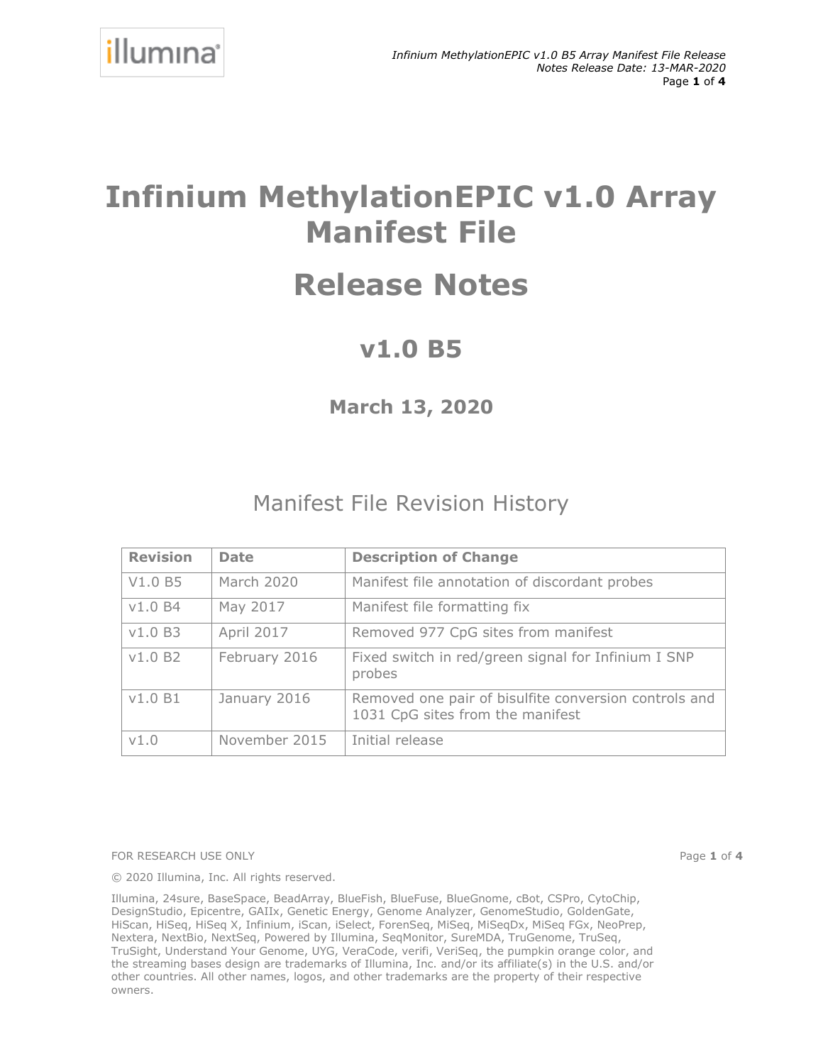# Infinium MethylationEPIC v1.0 Array Manifest File

# Release Notes

## v1.0 B5

### March 13, 2020

## Manifest File Revision History

| Revision | Date | Description of Change |
|---|---|---|
| V1.0 B5 | March 2020 | Manifest file annotation of discordant probes |
| v1.0 B4 | May 2017 | Manifest file formatting fix |
| v1.0 B3 | April 2017 | Removed 977 CpG sites from manifest |
| v1.0 B2 | February 2016 | Fixed switch in red/green signal for Infinium I SNP probes |
| v1.0 B1 | January 2016 | Removed one pair of bisulfite conversion controls and 1031 CpG sites from the manifest |
| v1.0 | November 2015 | Initial release |

FOR RESEARCH USE ONLY

© 2020 Illumina, Inc. All rights reserved.

Illumina, 24sure, BaseSpace, BeadArray, BlueFish, BlueFuse, BlueGnome, cBot, CSPro, CytoChip, DesignStudio, Epicentre, GAIIx, Genetic Energy, Genome Analyzer, GenomeStudio, GoldenGate, HiScan, HiSeq, HiSeq X, Infinium, iScan, iSelect, ForenSeq, MiSeq, MiSeqDx, MiSeq FGx, NeoPrep, Nextera, NextBio, NextSeq, Powered by Illumina, SeqMonitor, SureMDA, TruGenome, TruSeq, TruSight, Understand Your Genome, UYG, VeraCode, verifi, VeriSeq, the pumpkin orange color, and the streaming bases design are trademarks of Illumina, Inc. and/or its affiliate(s) in the U.S. and/or other countries. All other names, logos, and other trademarks are the property of their respective owners.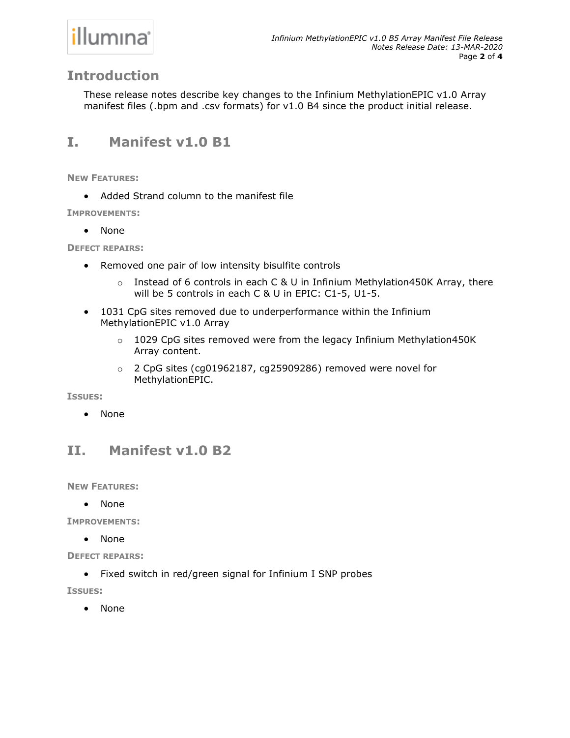## Introduction

These release notes describe key changes to the Infinium MethylationEPIC v1.0 Array manifest files (.bpm and .csv formats) for v1.0 B4 since the product initial release.

## I. Manifest v1.0 B1

**NEW FEATURES:**

- Added Strand column to the manifest file

**IMPROVEMENTS:**

- None

**DEFECT REPAIRS:**

- Removed one pair of low intensity bisulfite controls
  - Instead of 6 controls in each C & U in Infinium Methylation450K Array, there will be 5 controls in each C & U in EPIC: C1-5, U1-5.
- 1031 CpG sites removed due to underperformance within the Infinium MethylationEPIC v1.0 Array
  - 1029 CpG sites removed were from the legacy Infinium Methylation450K Array content.
  - 2 CpG sites (cg01962187, cg25909286) removed were novel for MethylationEPIC.

**ISSUES:**

- None

## II. Manifest v1.0 B2

**NEW FEATURES:**

- None

**IMPROVEMENTS:**

- None

**DEFECT REPAIRS:**

- Fixed switch in red/green signal for Infinium I SNP probes

**ISSUES:**

- None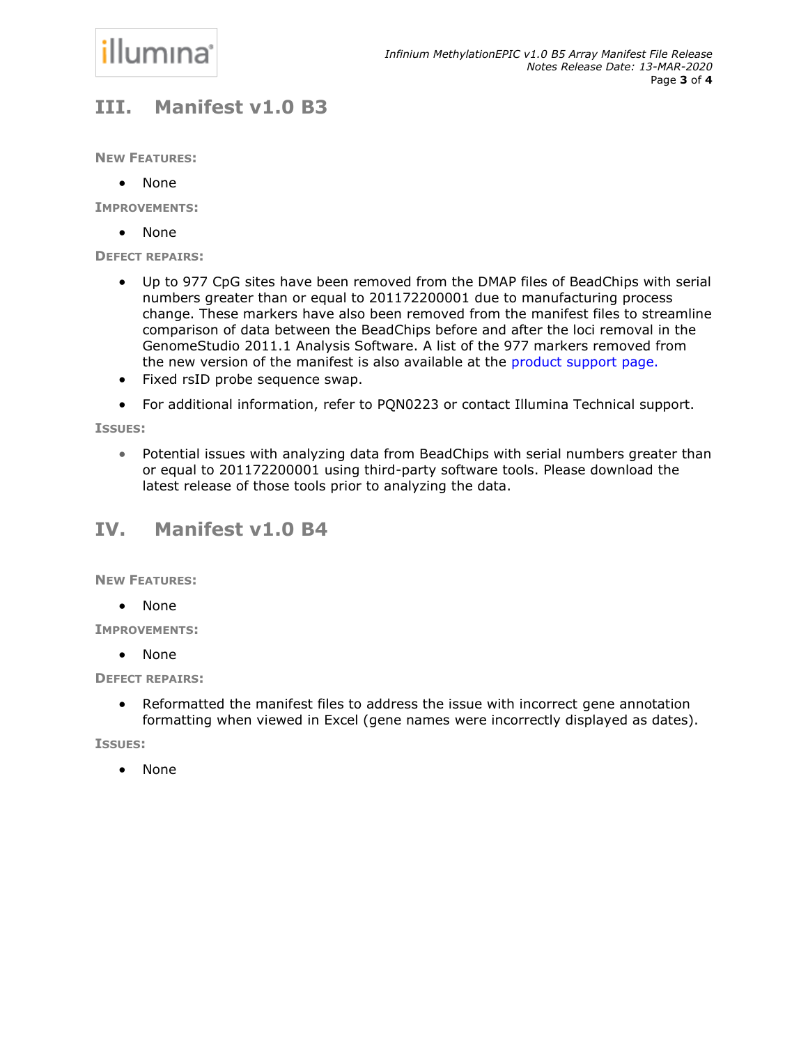## III. Manifest v1.0 B3

**New Features:**

- None

**Improvements:**

- None

**Defect Repairs:**

- Up to 977 CpG sites have been removed from the DMAP files of BeadChips with serial numbers greater than or equal to 201172200001 due to manufacturing process change. These markers have also been removed from the manifest files to streamline comparison of data between the BeadChips before and after the loci removal in the GenomeStudio 2011.1 Analysis Software. A list of the 977 markers removed from the new version of the manifest is also available at the product support page.
- Fixed rsID probe sequence swap.
- For additional information, refer to PQN0223 or contact Illumina Technical support.

**Issues:**

- Potential issues with analyzing data from BeadChips with serial numbers greater than or equal to 201172200001 using third-party software tools. Please download the latest release of those tools prior to analyzing the data.

## IV. Manifest v1.0 B4

**New Features:**

- None

**Improvements:**

- None

**Defect Repairs:**

- Reformatted the manifest files to address the issue with incorrect gene annotation formatting when viewed in Excel (gene names were incorrectly displayed as dates).

**Issues:**

- None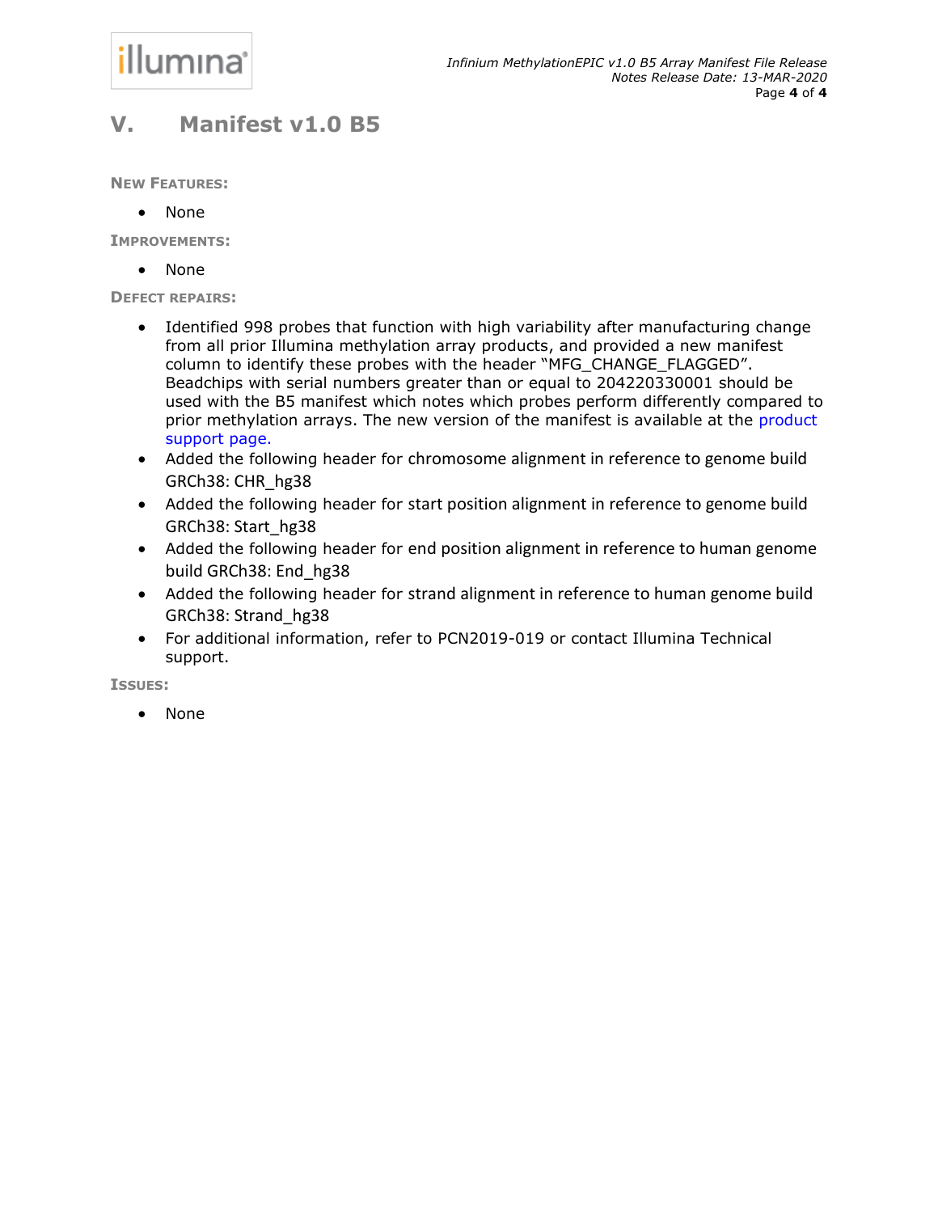## V. Manifest v1.0 B5

**New Features:**

- None

**Improvements:**

- None

**Defect repairs:**

- Identified 998 probes that function with high variability after manufacturing change from all prior Illumina methylation array products, and provided a new manifest column to identify these probes with the header “MFG_CHANGE_FLAGGED”. Beadchips with serial numbers greater than or equal to 204220330001 should be used with the B5 manifest which notes which probes perform differently compared to prior methylation arrays. The new version of the manifest is available at the product support page.
- Added the following header for chromosome alignment in reference to genome build GRCh38: CHR_hg38
- Added the following header for start position alignment in reference to genome build GRCh38: Start_hg38
- Added the following header for end position alignment in reference to human genome build GRCh38: End_hg38
- Added the following header for strand alignment in reference to human genome build GRCh38: Strand_hg38
- For additional information, refer to PCN2019-019 or contact Illumina Technical support.

**Issues:**

- None